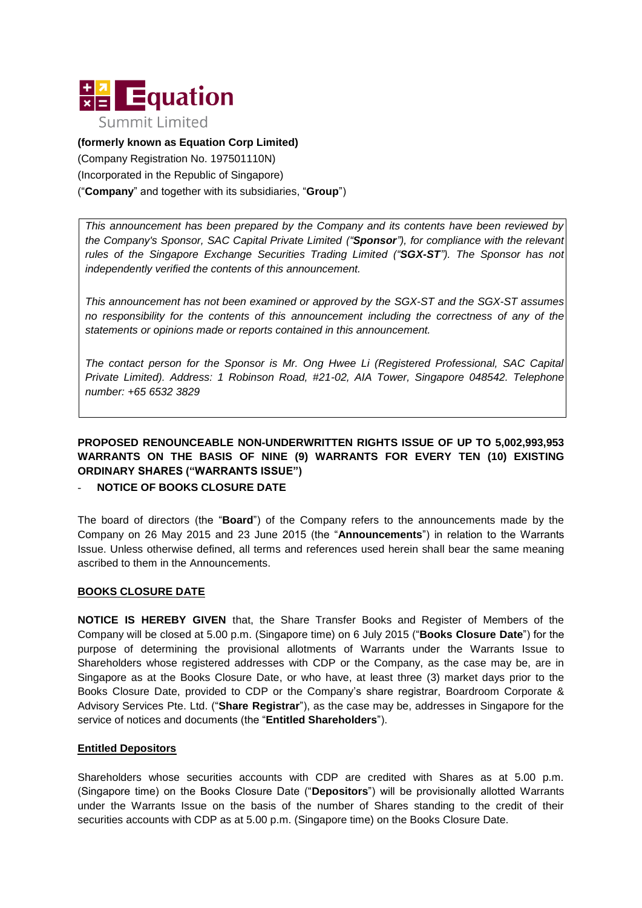**Equation Summit Limited**

**(formerly known as Equation Corp Limited)**

(Company Registration No. 197501110N)

(Incorporated in the Republic of Singapore)

("**Company**" and together with its subsidiaries, "**Group**")

> *This announcement has been prepared by the Company and its contents have been reviewed by the Company's Sponsor, SAC Capital Private Limited ("**Sponsor**"), for compliance with the relevant rules of the Singapore Exchange Securities Trading Limited ("**SGX-ST**"). The Sponsor has not independently verified the contents of this announcement.*
>
> *This announcement has not been examined or approved by the SGX-ST and the SGX-ST assumes no responsibility for the contents of this announcement including the correctness of any of the statements or opinions made or reports contained in this announcement.*
>
> *The contact person for the Sponsor is Mr. Ong Hwee Li (Registered Professional, SAC Capital Private Limited). Address: 1 Robinson Road, #21-02, AIA Tower, Singapore 048542. Telephone number: +65 6532 3829*

**PROPOSED RENOUNCEABLE NON-UNDERWRITTEN RIGHTS ISSUE OF UP TO 5,002,993,953 WARRANTS ON THE BASIS OF NINE (9) WARRANTS FOR EVERY TEN (10) EXISTING ORDINARY SHARES ("WARRANTS ISSUE")**

- **NOTICE OF BOOKS CLOSURE DATE**

The board of directors (the "**Board**") of the Company refers to the announcements made by the Company on 26 May 2015 and 23 June 2015 (the "**Announcements**") in relation to the Warrants Issue. Unless otherwise defined, all terms and references used herein shall bear the same meaning ascribed to them in the Announcements.

**BOOKS CLOSURE DATE**

**NOTICE IS HEREBY GIVEN** that, the Share Transfer Books and Register of Members of the Company will be closed at 5.00 p.m. (Singapore time) on 6 July 2015 ("**Books Closure Date**") for the purpose of determining the provisional allotments of Warrants under the Warrants Issue to Shareholders whose registered addresses with CDP or the Company, as the case may be, are in Singapore as at the Books Closure Date, or who have, at least three (3) market days prior to the Books Closure Date, provided to CDP or the Company's share registrar, Boardroom Corporate & Advisory Services Pte. Ltd. ("**Share Registrar**"), as the case may be, addresses in Singapore for the service of notices and documents (the "**Entitled Shareholders**").

**Entitled Depositors**

Shareholders whose securities accounts with CDP are credited with Shares as at 5.00 p.m. (Singapore time) on the Books Closure Date ("**Depositors**") will be provisionally allotted Warrants under the Warrants Issue on the basis of the number of Shares standing to the credit of their securities accounts with CDP as at 5.00 p.m. (Singapore time) on the Books Closure Date.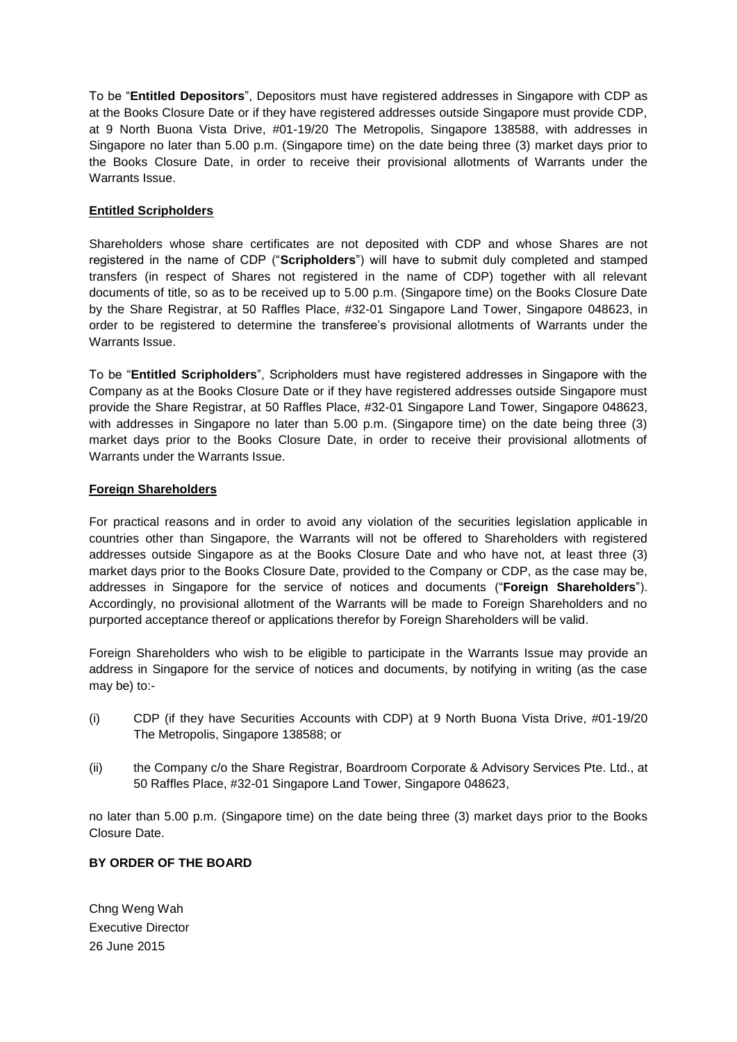To be "**Entitled Depositors**", Depositors must have registered addresses in Singapore with CDP as at the Books Closure Date or if they have registered addresses outside Singapore must provide CDP, at 9 North Buona Vista Drive, #01-19/20 The Metropolis, Singapore 138588, with addresses in Singapore no later than 5.00 p.m. (Singapore time) on the date being three (3) market days prior to the Books Closure Date, in order to receive their provisional allotments of Warrants under the Warrants Issue.

**Entitled Scripholders**

Shareholders whose share certificates are not deposited with CDP and whose Shares are not registered in the name of CDP ("**Scripholders**") will have to submit duly completed and stamped transfers (in respect of Shares not registered in the name of CDP) together with all relevant documents of title, so as to be received up to 5.00 p.m. (Singapore time) on the Books Closure Date by the Share Registrar, at 50 Raffles Place, #32-01 Singapore Land Tower, Singapore 048623, in order to be registered to determine the transferee's provisional allotments of Warrants under the Warrants Issue.

To be "**Entitled Scripholders**", Scripholders must have registered addresses in Singapore with the Company as at the Books Closure Date or if they have registered addresses outside Singapore must provide the Share Registrar, at 50 Raffles Place, #32-01 Singapore Land Tower, Singapore 048623, with addresses in Singapore no later than 5.00 p.m. (Singapore time) on the date being three (3) market days prior to the Books Closure Date, in order to receive their provisional allotments of Warrants under the Warrants Issue.

**Foreign Shareholders**

For practical reasons and in order to avoid any violation of the securities legislation applicable in countries other than Singapore, the Warrants will not be offered to Shareholders with registered addresses outside Singapore as at the Books Closure Date and who have not, at least three (3) market days prior to the Books Closure Date, provided to the Company or CDP, as the case may be, addresses in Singapore for the service of notices and documents ("**Foreign Shareholders**"). Accordingly, no provisional allotment of the Warrants will be made to Foreign Shareholders and no purported acceptance thereof or applications therefor by Foreign Shareholders will be valid.

Foreign Shareholders who wish to be eligible to participate in the Warrants Issue may provide an address in Singapore for the service of notices and documents, by notifying in writing (as the case may be) to:-

(i) CDP (if they have Securities Accounts with CDP) at 9 North Buona Vista Drive, #01-19/20 The Metropolis, Singapore 138588; or

(ii) the Company c/o the Share Registrar, Boardroom Corporate & Advisory Services Pte. Ltd., at 50 Raffles Place, #32-01 Singapore Land Tower, Singapore 048623,

no later than 5.00 p.m. (Singapore time) on the date being three (3) market days prior to the Books Closure Date.

**BY ORDER OF THE BOARD**

Chng Weng Wah
Executive Director
26 June 2015